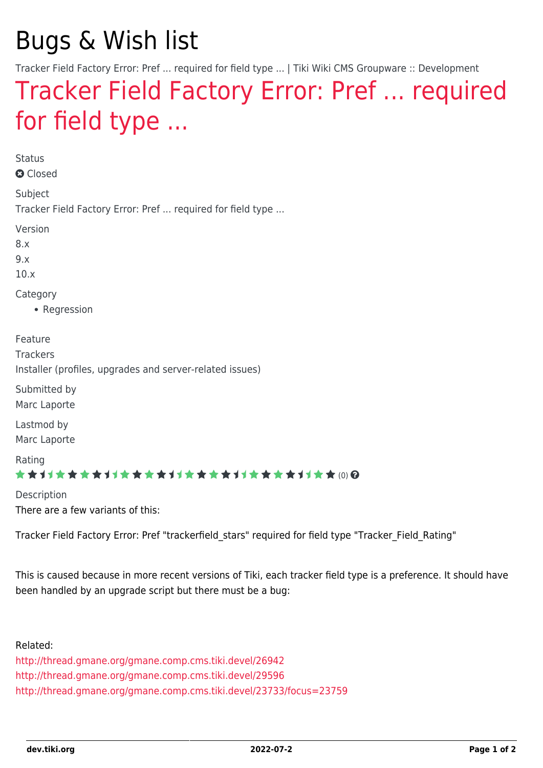# Bugs & Wish list

Tracker Field Factory Error: Pref ... required for field type ... | Tiki Wiki CMS Groupware :: Development

## Tracker Field Factory Error: Pref ... required for field type ...

Status

Closed

Subject

Tracker Field Factory Error: Pref ... required for field type ...

Version

8.x
9.x
10.x

Category

- Regression

Feature

Trackers
Installer (profiles, upgrades and server-related issues)

Submitted by

Marc Laporte

Lastmod by

Marc Laporte

Rating

(0)

Description

There are a few variants of this:

Tracker Field Factory Error: Pref "trackerfield_stars" required for field type "Tracker_Field_Rating"

This is caused because in more recent versions of Tiki, each tracker field type is a preference. It should have been handled by an upgrade script but there must be a bug:

Related:
http://thread.gmane.org/gmane.comp.cms.tiki.devel/26942
http://thread.gmane.org/gmane.comp.cms.tiki.devel/29596
http://thread.gmane.org/gmane.comp.cms.tiki.devel/23733/focus=23759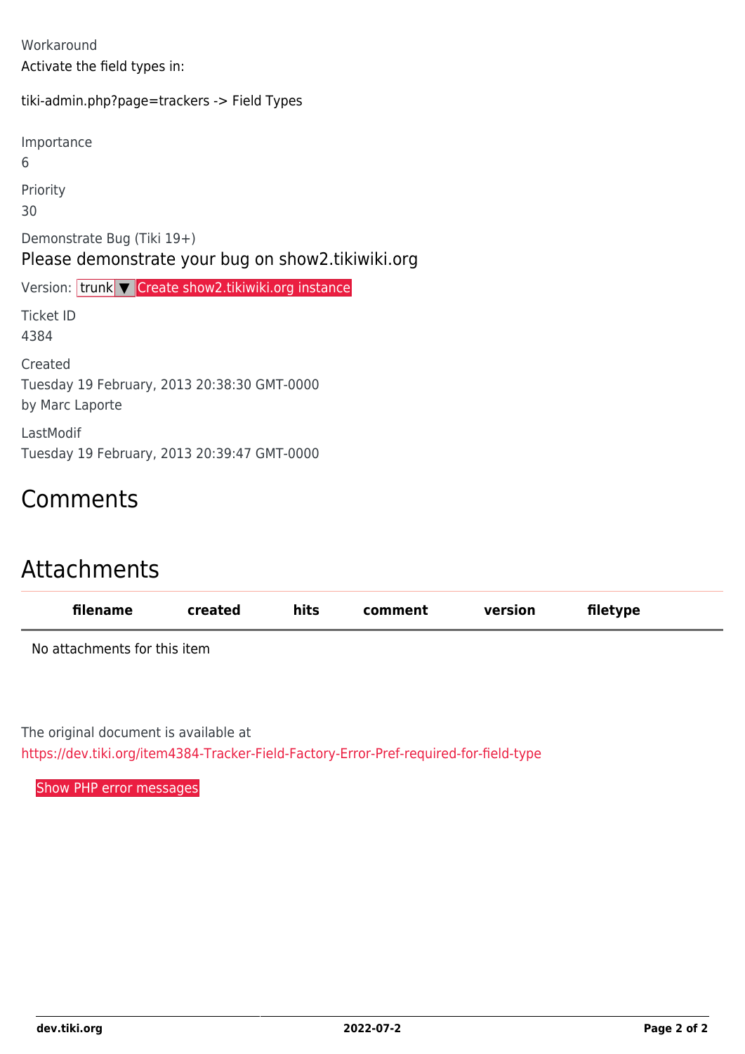Workaround

Activate the field types in:

tiki-admin.php?page=trackers -> Field Types

Importance

6

Priority

30

Demonstrate Bug (Tiki 19+)

Please demonstrate your bug on show2.tikiwiki.org

Version: trunk ▼ Create show2.tikiwiki.org instance

Ticket ID

4384

Created

Tuesday 19 February, 2013 20:38:30 GMT-0000

by Marc Laporte

LastModif

Tuesday 19 February, 2013 20:39:47 GMT-0000

## Comments

## Attachments

| filename | created | hits | comment | version | filetype |
|---|---|---|---|---|---|
| No attachments for this item | | | | | |

The original document is available at

https://dev.tiki.org/item4384-Tracker-Field-Factory-Error-Pref-required-for-field-type

Show PHP error messages